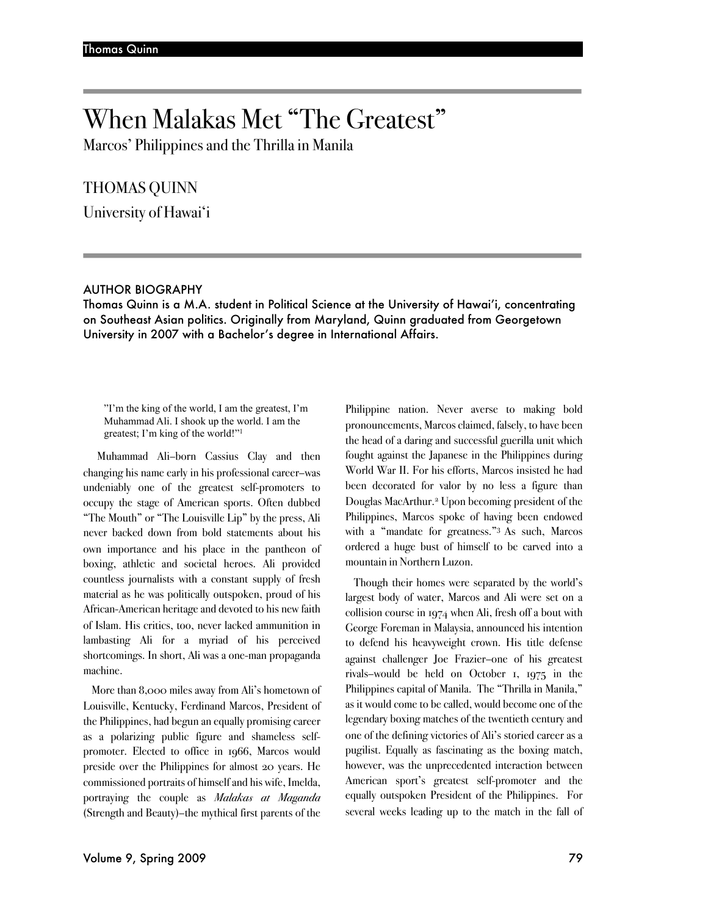# When Malakas Met "The Greatest"

## Marcos' Philippines and the Thrilla in Manila

THOMAS QUINN

University of Hawai'i

### AUTHOR BIOGRAPHY

Thomas Quinn is a M.A. student in Political Science at the University of Hawai'i, concentrating on Southeast Asian politics. Originally from Maryland, Quinn graduated from Georgetown University in 2007 with a Bachelor's degree in International Affairs.

> "I'm the king of the world, I am the greatest, I'm Muhammad Ali. I shook up the world. I am the greatest; I'm king of the world!"[1]

Muhammad Ali–born Cassius Clay and then changing his name early in his professional career–was undeniably one of the greatest self-promoters to occupy the stage of American sports. Often dubbed "The Mouth" or "The Louisville Lip" by the press, Ali never backed down from bold statements about his own importance and his place in the pantheon of boxing, athletic and societal heroes. Ali provided countless journalists with a constant supply of fresh material as he was politically outspoken, proud of his African-American heritage and devoted to his new faith of Islam. His critics, too, never lacked ammunition in lambasting Ali for a myriad of his perceived shortcomings. In short, Ali was a one-man propaganda machine.

More than 8,000 miles away from Ali's hometown of Louisville, Kentucky, Ferdinand Marcos, President of the Philippines, had begun an equally promising career as a polarizing public figure and shameless self-promoter. Elected to office in 1966, Marcos would preside over the Philippines for almost 20 years. He commissioned portraits of himself and his wife, Imelda, portraying the couple as *Malakas at Maganda* (Strength and Beauty)–the mythical first parents of the Philippine nation. Never averse to making bold pronouncements, Marcos claimed, falsely, to have been the head of a daring and successful guerilla unit which fought against the Japanese in the Philippines during World War II. For his efforts, Marcos insisted he had been decorated for valor by no less a figure than Douglas MacArthur.[2] Upon becoming president of the Philippines, Marcos spoke of having been endowed with a "mandate for greatness."[3] As such, Marcos ordered a huge bust of himself to be carved into a mountain in Northern Luzon.

Though their homes were separated by the world's largest body of water, Marcos and Ali were set on a collision course in 1974 when Ali, fresh off a bout with George Foreman in Malaysia, announced his intention to defend his heavyweight crown. His title defense against challenger Joe Frazier–one of his greatest rivals–would be held on October 1, 1975 in the Philippines capital of Manila. The "Thrilla in Manila," as it would come to be called, would become one of the legendary boxing matches of the twentieth century and one of the defining victories of Ali's storied career as a pugilist. Equally as fascinating as the boxing match, however, was the unprecedented interaction between American sport's greatest self-promoter and the equally outspoken President of the Philippines. For several weeks leading up to the match in the fall of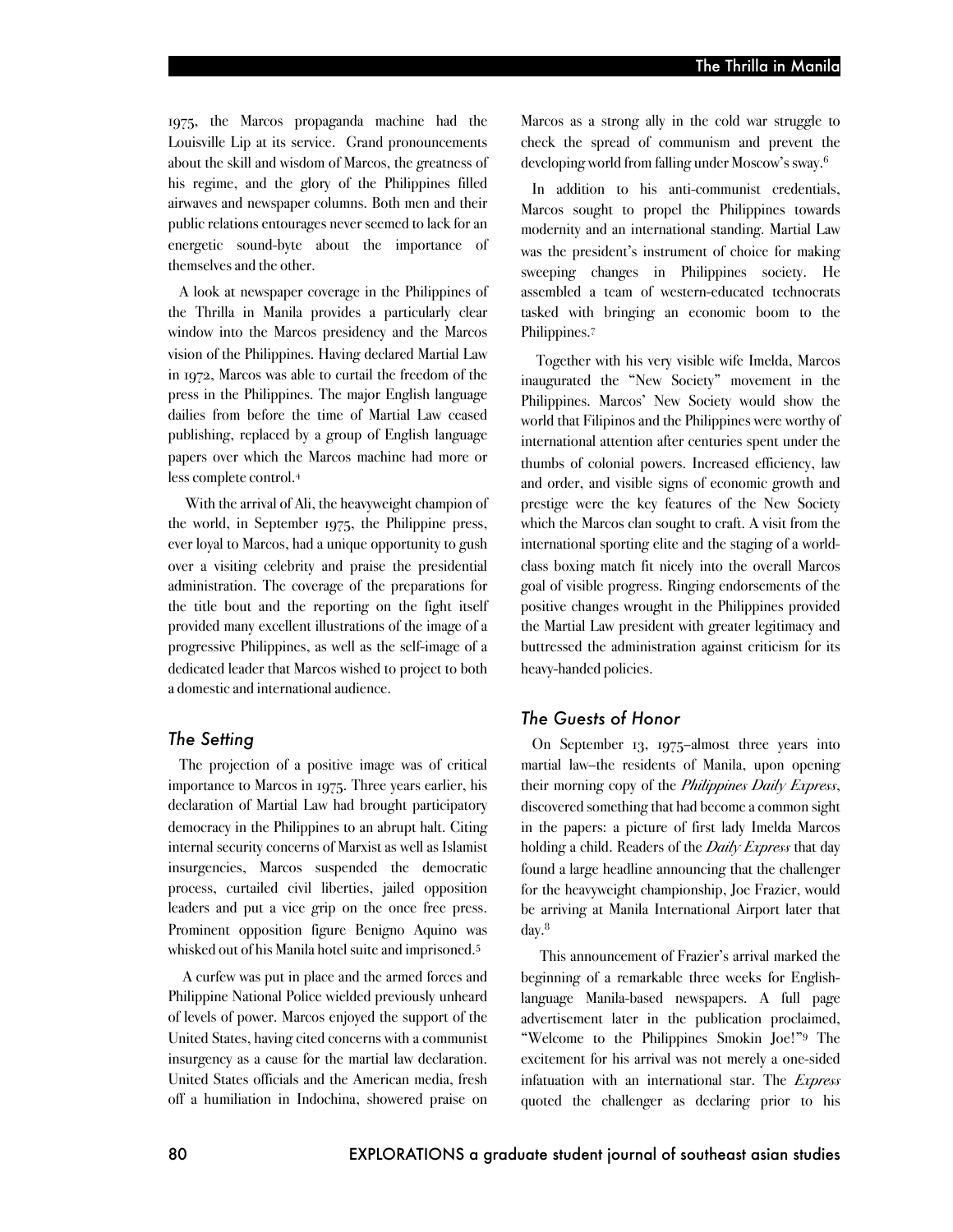1975, the Marcos propaganda machine had the Louisville Lip at its service. Grand pronouncements about the skill and wisdom of Marcos, the greatness of his regime, and the glory of the Philippines filled airwaves and newspaper columns. Both men and their public relations entourages never seemed to lack for an energetic sound-byte about the importance of themselves and the other.

A look at newspaper coverage in the Philippines of the Thrilla in Manila provides a particularly clear window into the Marcos presidency and the Marcos vision of the Philippines. Having declared Martial Law in 1972, Marcos was able to curtail the freedom of the press in the Philippines. The major English language dailies from before the time of Martial Law ceased publishing, replaced by a group of English language papers over which the Marcos machine had more or less complete control.[4]

With the arrival of Ali, the heavyweight champion of the world, in September 1975, the Philippine press, ever loyal to Marcos, had a unique opportunity to gush over a visiting celebrity and praise the presidential administration. The coverage of the preparations for the title bout and the reporting on the fight itself provided many excellent illustrations of the image of a progressive Philippines, as well as the self-image of a dedicated leader that Marcos wished to project to both a domestic and international audience.

### *The Setting*

The projection of a positive image was of critical importance to Marcos in 1975. Three years earlier, his declaration of Martial Law had brought participatory democracy in the Philippines to an abrupt halt. Citing internal security concerns of Marxist as well as Islamist insurgencies, Marcos suspended the democratic process, curtailed civil liberties, jailed opposition leaders and put a vice grip on the once free press. Prominent opposition figure Benigno Aquino was whisked out of his Manila hotel suite and imprisoned.[5]

A curfew was put in place and the armed forces and Philippine National Police wielded previously unheard of levels of power. Marcos enjoyed the support of the United States, having cited concerns with a communist insurgency as a cause for the martial law declaration. United States officials and the American media, fresh off a humiliation in Indochina, showered praise on Marcos as a strong ally in the cold war struggle to check the spread of communism and prevent the developing world from falling under Moscow's sway.[6]

In addition to his anti-communist credentials, Marcos sought to propel the Philippines towards modernity and an international standing. Martial Law was the president's instrument of choice for making sweeping changes in Philippines society. He assembled a team of western-educated technocrats tasked with bringing an economic boom to the Philippines.[7]

Together with his very visible wife Imelda, Marcos inaugurated the "New Society" movement in the Philippines. Marcos' New Society would show the world that Filipinos and the Philippines were worthy of international attention after centuries spent under the thumbs of colonial powers. Increased efficiency, law and order, and visible signs of economic growth and prestige were the key features of the New Society which the Marcos clan sought to craft. A visit from the international sporting elite and the staging of a world-class boxing match fit nicely into the overall Marcos goal of visible progress. Ringing endorsements of the positive changes wrought in the Philippines provided the Martial Law president with greater legitimacy and buttressed the administration against criticism for its heavy-handed policies.

### *The Guests of Honor*

On September 13, 1975–almost three years into martial law–the residents of Manila, upon opening their morning copy of the *Philippines Daily Express*, discovered something that had become a common sight in the papers: a picture of first lady Imelda Marcos holding a child. Readers of the *Daily Express* that day found a large headline announcing that the challenger for the heavyweight championship, Joe Frazier, would be arriving at Manila International Airport later that day.[8]

This announcement of Frazier's arrival marked the beginning of a remarkable three weeks for English-language Manila-based newspapers. A full page advertisement later in the publication proclaimed, "Welcome to the Philippines Smokin Joe!"[9] The excitement for his arrival was not merely a one-sided infatuation with an international star. The *Express* quoted the challenger as declaring prior to his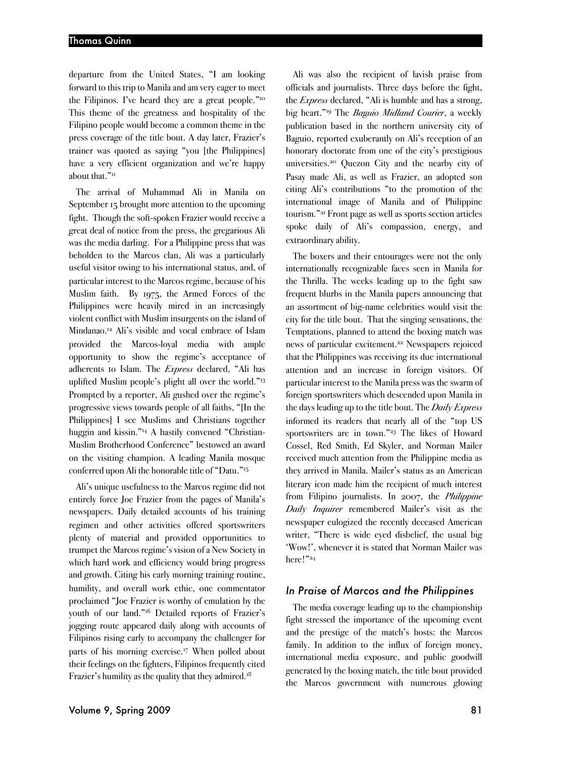departure from the United States, "I am looking forward to this trip to Manila and am very eager to meet the Filipinos. I've heard they are a great people."[10] This theme of the greatness and hospitality of the Filipino people would become a common theme in the press coverage of the title bout. A day later, Frazier's trainer was quoted as saying "you [the Philippines] have a very efficient organization and we're happy about that."[11]

The arrival of Muhammad Ali in Manila on September 15 brought more attention to the upcoming fight. Though the soft-spoken Frazier would receive a great deal of notice from the press, the gregarious Ali was the media darling. For a Philippine press that was beholden to the Marcos clan, Ali was a particularly useful visitor owing to his international status, and, of particular interest to the Marcos regime, because of his Muslim faith. By 1975, the Armed Forces of the Philippines were heavily mired in an increasingly violent conflict with Muslim insurgents on the island of Mindanao.[12] Ali's visible and vocal embrace of Islam provided the Marcos-loyal media with ample opportunity to show the regime's acceptance of adherents to Islam. The *Express* declared, "Ali has uplifted Muslim people's plight all over the world."[13] Prompted by a reporter, Ali gushed over the regime's progressive views towards people of all faiths, "[In the Philippines] I see Muslims and Christians together huggin and kissin."[14] A hastily convened "Christian-Muslim Brotherhood Conference" bestowed an award on the visiting champion. A leading Manila mosque conferred upon Ali the honorable title of "Datu."[15]

Ali's unique usefulness to the Marcos regime did not entirely force Joe Frazier from the pages of Manila's newspapers. Daily detailed accounts of his training regimen and other activities offered sportswriters plenty of material and provided opportunities to trumpet the Marcos regime's vision of a New Society in which hard work and efficiency would bring progress and growth. Citing his early morning training routine, humility, and overall work ethic, one commentator proclaimed "Joe Frazier is worthy of emulation by the youth of our land."[16] Detailed reports of Frazier's jogging route appeared daily along with accounts of Filipinos rising early to accompany the challenger for parts of his morning exercise.[17] When polled about their feelings on the fighters, Filipinos frequently cited Frazier's humility as the quality that they admired.[18]

Ali was also the recipient of lavish praise from officials and journalists. Three days before the fight, the *Express* declared, "Ali is humble and has a strong, big heart."[19] The *Baguio Midland Courier*, a weekly publication based in the northern university city of Baguio, reported exuberantly on Ali's reception of an honorary doctorate from one of the city's prestigious universities.[20] Quezon City and the nearby city of Pasay made Ali, as well as Frazier, an adopted son citing Ali's contributions "to the promotion of the international image of Manila and of Philippine tourism."[21] Front page as well as sports section articles spoke daily of Ali's compassion, energy, and extraordinary ability.

The boxers and their entourages were not the only internationally recognizable faces seen in Manila for the Thrilla. The weeks leading up to the fight saw frequent blurbs in the Manila papers announcing that an assortment of big-name celebrities would visit the city for the title bout. That the singing sensations, the Temptations, planned to attend the boxing match was news of particular excitement.[22] Newspapers rejoiced that the Philippines was receiving its due international attention and an increase in foreign visitors. Of particular interest to the Manila press was the swarm of foreign sportswriters which descended upon Manila in the days leading up to the title bout. The *Daily Express* informed its readers that nearly all of the "top US sportswriters are in town."[23] The likes of Howard Cossel, Red Smith, Ed Skyler, and Norman Mailer received much attention from the Philippine media as they arrived in Manila. Mailer's status as an American literary icon made him the recipient of much interest from Filipino journalists. In 2007, the *Philippine Daily Inquirer* remembered Mailer's visit as the newspaper eulogized the recently deceased American writer, "There is wide eyed disbelief, the usual big 'Wow!', whenever it is stated that Norman Mailer was here!"[24]

## In Praise of Marcos and the Philippines

The media coverage leading up to the championship fight stressed the importance of the upcoming event and the prestige of the match's hosts: the Marcos family. In addition to the influx of foreign money, international media exposure, and public goodwill generated by the boxing match, the title bout provided the Marcos government with numerous glowing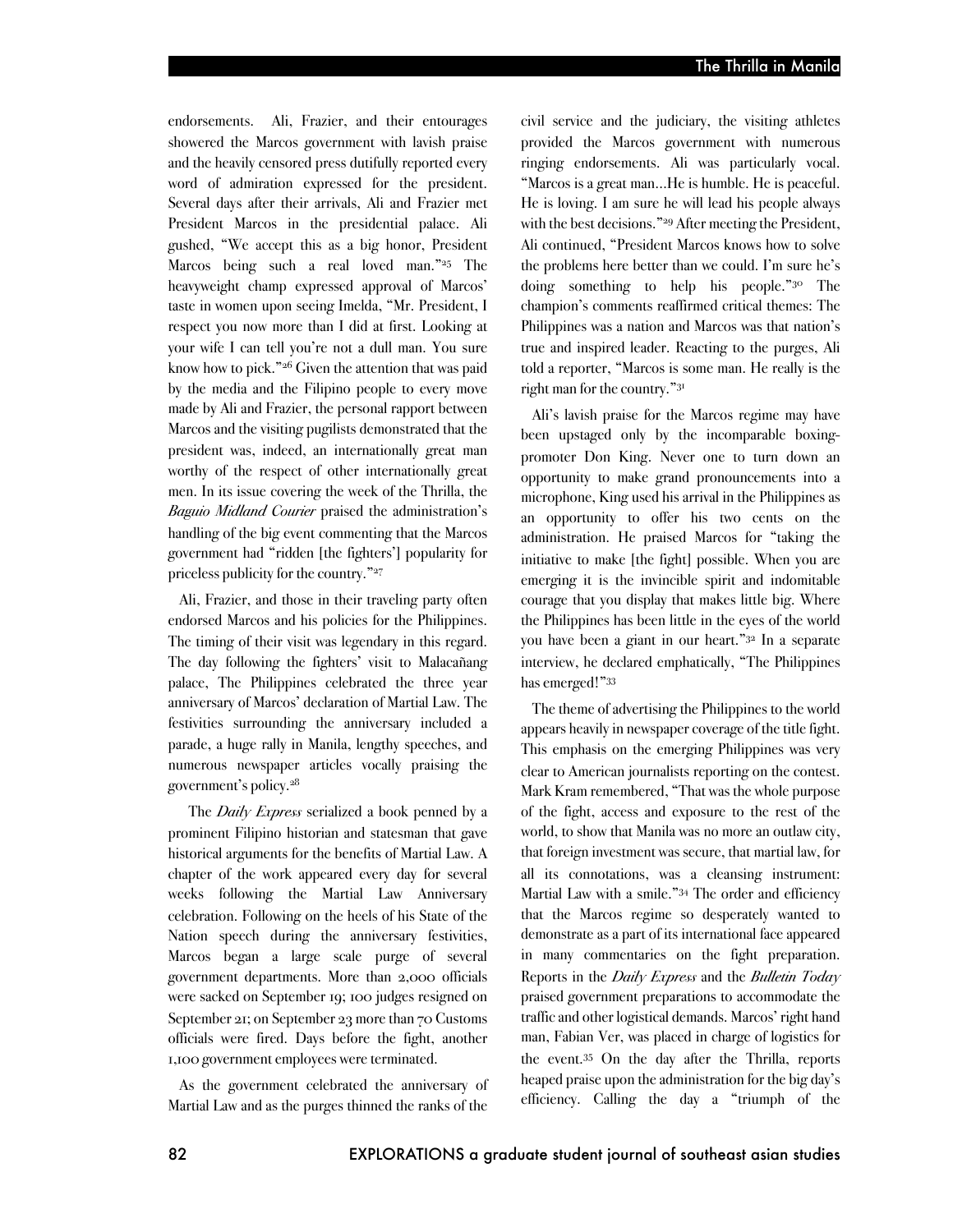endorsements. Ali, Frazier, and their entourages showered the Marcos government with lavish praise and the heavily censored press dutifully reported every word of admiration expressed for the president. Several days after their arrivals, Ali and Frazier met President Marcos in the presidential palace. Ali gushed, "We accept this as a big honor, President Marcos being such a real loved man."[25] The heavyweight champ expressed approval of Marcos' taste in women upon seeing Imelda, "Mr. President, I respect you now more than I did at first. Looking at your wife I can tell you're not a dull man. You sure know how to pick."[26] Given the attention that was paid by the media and the Filipino people to every move made by Ali and Frazier, the personal rapport between Marcos and the visiting pugilists demonstrated that the president was, indeed, an internationally great man worthy of the respect of other internationally great men. In its issue covering the week of the Thrilla, the *Baguio Midland Courier* praised the administration's handling of the big event commenting that the Marcos government had "ridden [the fighters'] popularity for priceless publicity for the country."[27]

Ali, Frazier, and those in their traveling party often endorsed Marcos and his policies for the Philippines. The timing of their visit was legendary in this regard. The day following the fighters' visit to Malacañang palace, The Philippines celebrated the three year anniversary of Marcos' declaration of Martial Law. The festivities surrounding the anniversary included a parade, a huge rally in Manila, lengthy speeches, and numerous newspaper articles vocally praising the government's policy.[28]

The *Daily Express* serialized a book penned by a prominent Filipino historian and statesman that gave historical arguments for the benefits of Martial Law. A chapter of the work appeared every day for several weeks following the Martial Law Anniversary celebration. Following on the heels of his State of the Nation speech during the anniversary festivities, Marcos began a large scale purge of several government departments. More than 2,000 officials were sacked on September 19; 100 judges resigned on September 21; on September 23 more than 70 Customs officials were fired. Days before the fight, another 1,100 government employees were terminated.

As the government celebrated the anniversary of Martial Law and as the purges thinned the ranks of the civil service and the judiciary, the visiting athletes provided the Marcos government with numerous ringing endorsements. Ali was particularly vocal. "Marcos is a great man…He is humble. He is peaceful. He is loving. I am sure he will lead his people always with the best decisions."[29] After meeting the President, Ali continued, "President Marcos knows how to solve the problems here better than we could. I'm sure he's doing something to help his people."[30] The champion's comments reaffirmed critical themes: The Philippines was a nation and Marcos was that nation's true and inspired leader. Reacting to the purges, Ali told a reporter, "Marcos is some man. He really is the right man for the country."[31]

Ali's lavish praise for the Marcos regime may have been upstaged only by the incomparable boxing-promoter Don King. Never one to turn down an opportunity to make grand pronouncements into a microphone, King used his arrival in the Philippines as an opportunity to offer his two cents on the administration. He praised Marcos for "taking the initiative to make [the fight] possible. When you are emerging it is the invincible spirit and indomitable courage that you display that makes little big. Where the Philippines has been little in the eyes of the world you have been a giant in our heart."[32] In a separate interview, he declared emphatically, "The Philippines has emerged!"[33]

The theme of advertising the Philippines to the world appears heavily in newspaper coverage of the title fight. This emphasis on the emerging Philippines was very clear to American journalists reporting on the contest. Mark Kram remembered, "That was the whole purpose of the fight, access and exposure to the rest of the world, to show that Manila was no more an outlaw city, that foreign investment was secure, that martial law, for all its connotations, was a cleansing instrument: Martial Law with a smile."[34] The order and efficiency that the Marcos regime so desperately wanted to demonstrate as a part of its international face appeared in many commentaries on the fight preparation. Reports in the *Daily Express* and the *Bulletin Today* praised government preparations to accommodate the traffic and other logistical demands. Marcos' right hand man, Fabian Ver, was placed in charge of logistics for the event.[35] On the day after the Thrilla, reports heaped praise upon the administration for the big day's efficiency. Calling the day a "triumph of the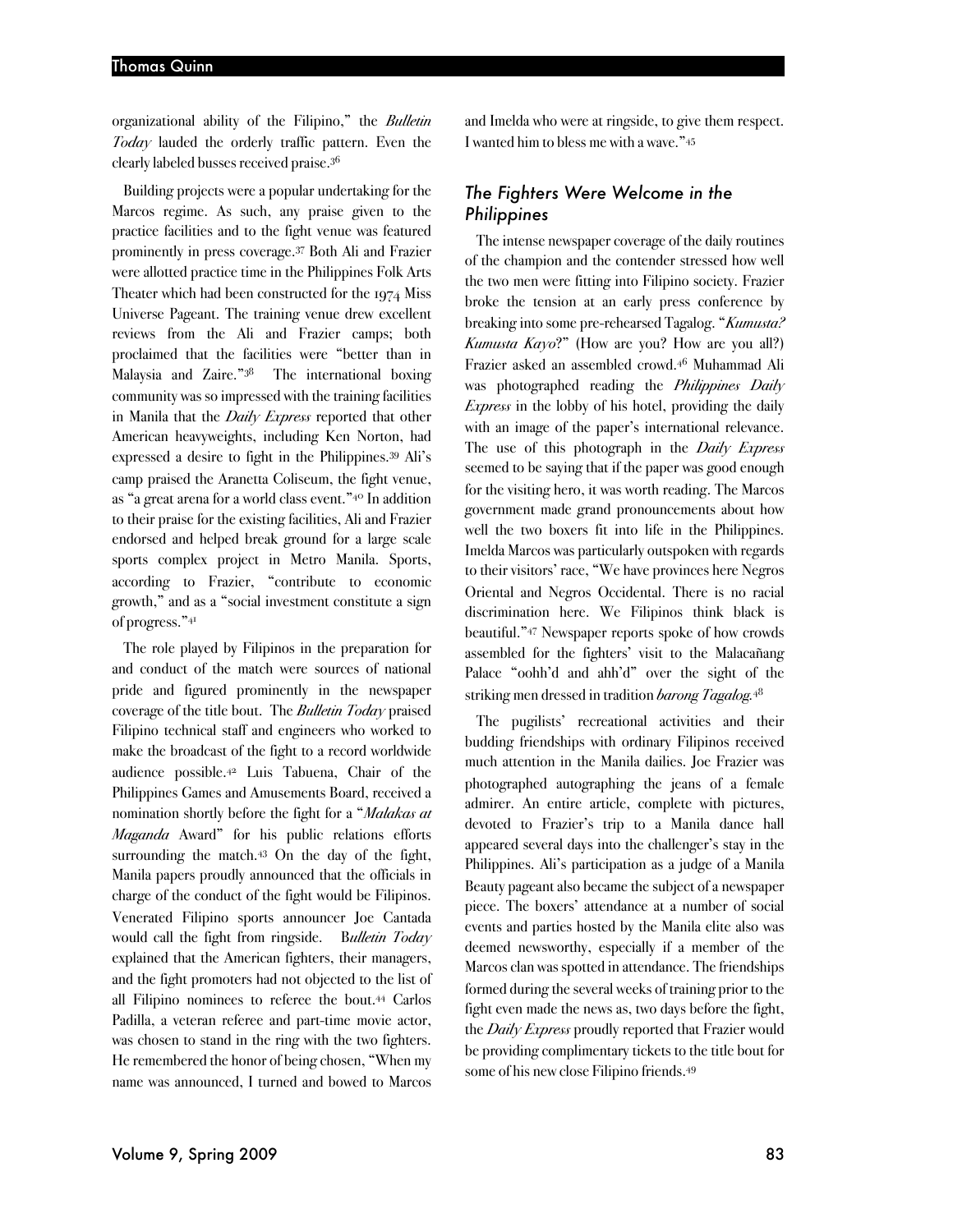organizational ability of the Filipino," the *Bulletin Today* lauded the orderly traffic pattern. Even the clearly labeled busses received praise.[36]

Building projects were a popular undertaking for the Marcos regime. As such, any praise given to the practice facilities and to the fight venue was featured prominently in press coverage.[37] Both Ali and Frazier were allotted practice time in the Philippines Folk Arts Theater which had been constructed for the 1974 Miss Universe Pageant. The training venue drew excellent reviews from the Ali and Frazier camps; both proclaimed that the facilities were "better than in Malaysia and Zaire."[38] The international boxing community was so impressed with the training facilities in Manila that the *Daily Express* reported that other American heavyweights, including Ken Norton, had expressed a desire to fight in the Philippines.[39] Ali's camp praised the Aranetta Coliseum, the fight venue, as "a great arena for a world class event."[40] In addition to their praise for the existing facilities, Ali and Frazier endorsed and helped break ground for a large scale sports complex project in Metro Manila. Sports, according to Frazier, "contribute to economic growth," and as a "social investment constitute a sign of progress."[41]

The role played by Filipinos in the preparation for and conduct of the match were sources of national pride and figured prominently in the newspaper coverage of the title bout. The *Bulletin Today* praised Filipino technical staff and engineers who worked to make the broadcast of the fight to a record worldwide audience possible.[42] Luis Tabuena, Chair of the Philippines Games and Amusements Board, received a nomination shortly before the fight for a "*Malakas at Maganda* Award" for his public relations efforts surrounding the match.[43] On the day of the fight, Manila papers proudly announced that the officials in charge of the conduct of the fight would be Filipinos. Venerated Filipino sports announcer Joe Cantada would call the fight from ringside. *Bulletin Today* explained that the American fighters, their managers, and the fight promoters had not objected to the list of all Filipino nominees to referee the bout.[44] Carlos Padilla, a veteran referee and part-time movie actor, was chosen to stand in the ring with the two fighters. He remembered the honor of being chosen, "When my name was announced, I turned and bowed to Marcos and Imelda who were at ringside, to give them respect. I wanted him to bless me with a wave."[45]

## The Fighters Were Welcome in the Philippines

The intense newspaper coverage of the daily routines of the champion and the contender stressed how well the two men were fitting into Filipino society. Frazier broke the tension at an early press conference by breaking into some pre-rehearsed Tagalog. "*Kumusta? Kumusta Kayo*?" (How are you? How are you all?) Frazier asked an assembled crowd.[46] Muhammad Ali was photographed reading the *Philippines Daily Express* in the lobby of his hotel, providing the daily with an image of the paper's international relevance. The use of this photograph in the *Daily Express* seemed to be saying that if the paper was good enough for the visiting hero, it was worth reading. The Marcos government made grand pronouncements about how well the two boxers fit into life in the Philippines. Imelda Marcos was particularly outspoken with regards to their visitors' race, "We have provinces here Negros Oriental and Negros Occidental. There is no racial discrimination here. We Filipinos think black is beautiful."[47] Newspaper reports spoke of how crowds assembled for the fighters' visit to the Malacañang Palace "oohh'd and ahh'd" over the sight of the striking men dressed in tradition *barong Tagalog*.[48]

The pugilists' recreational activities and their budding friendships with ordinary Filipinos received much attention in the Manila dailies. Joe Frazier was photographed autographing the jeans of a female admirer. An entire article, complete with pictures, devoted to Frazier's trip to a Manila dance hall appeared several days into the challenger's stay in the Philippines. Ali's participation as a judge of a Manila Beauty pageant also became the subject of a newspaper piece. The boxers' attendance at a number of social events and parties hosted by the Manila elite also was deemed newsworthy, especially if a member of the Marcos clan was spotted in attendance. The friendships formed during the several weeks of training prior to the fight even made the news as, two days before the fight, the *Daily Express* proudly reported that Frazier would be providing complimentary tickets to the title bout for some of his new close Filipino friends.[49]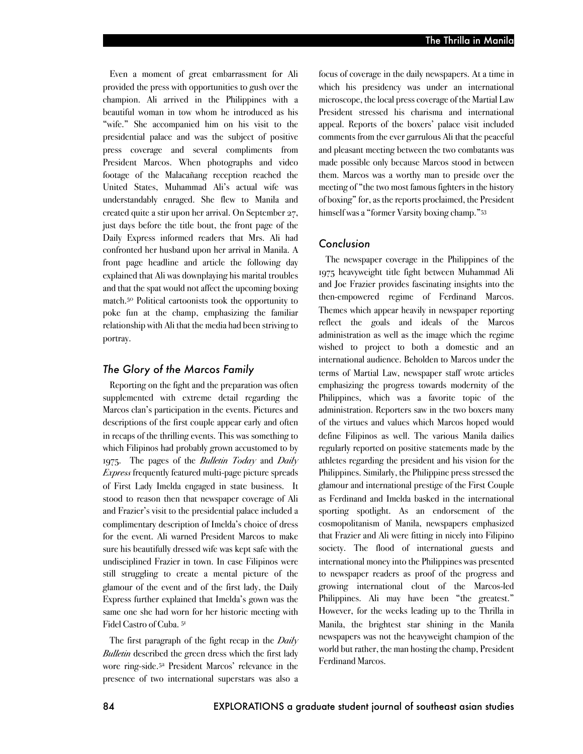Even a moment of great embarrassment for Ali provided the press with opportunities to gush over the champion. Ali arrived in the Philippines with a beautiful woman in tow whom he introduced as his "wife." She accompanied him on his visit to the presidential palace and was the subject of positive press coverage and several compliments from President Marcos. When photographs and video footage of the Malacañang reception reached the United States, Muhammad Ali's actual wife was understandably enraged. She flew to Manila and created quite a stir upon her arrival. On September 27, just days before the title bout, the front page of the Daily Express informed readers that Mrs. Ali had confronted her husband upon her arrival in Manila. A front page headline and article the following day explained that Ali was downplaying his marital troubles and that the spat would not affect the upcoming boxing match.[50] Political cartoonists took the opportunity to poke fun at the champ, emphasizing the familiar relationship with Ali that the media had been striving to portray.

### *The Glory of the Marcos Family*

Reporting on the fight and the preparation was often supplemented with extreme detail regarding the Marcos clan's participation in the events. Pictures and descriptions of the first couple appear early and often in recaps of the thrilling events. This was something to which Filipinos had probably grown accustomed to by 1975. The pages of the *Bulletin Today* and *Daily Express* frequently featured multi-page picture spreads of First Lady Imelda engaged in state business. It stood to reason then that newspaper coverage of Ali and Frazier's visit to the presidential palace included a complimentary description of Imelda's choice of dress for the event. Ali warned President Marcos to make sure his beautifully dressed wife was kept safe with the undisciplined Frazier in town. In case Filipinos were still struggling to create a mental picture of the glamour of the event and of the first lady, the Daily Express further explained that Imelda's gown was the same one she had worn for her historic meeting with Fidel Castro of Cuba.[51]

The first paragraph of the fight recap in the *Daily Bulletin* described the green dress which the first lady wore ring-side.[52] President Marcos' relevance in the presence of two international superstars was also a focus of coverage in the daily newspapers. At a time in which his presidency was under an international microscope, the local press coverage of the Martial Law President stressed his charisma and international appeal. Reports of the boxers' palace visit included comments from the ever garrulous Ali that the peaceful and pleasant meeting between the two combatants was made possible only because Marcos stood in between them. Marcos was a worthy man to preside over the meeting of "the two most famous fighters in the history of boxing" for, as the reports proclaimed, the President himself was a "former Varsity boxing champ."[53]

### *Conclusion*

The newspaper coverage in the Philippines of the 1975 heavyweight title fight between Muhammad Ali and Joe Frazier provides fascinating insights into the then-empowered regime of Ferdinand Marcos. Themes which appear heavily in newspaper reporting reflect the goals and ideals of the Marcos administration as well as the image which the regime wished to project to both a domestic and an international audience. Beholden to Marcos under the terms of Martial Law, newspaper staff wrote articles emphasizing the progress towards modernity of the Philippines, which was a favorite topic of the administration. Reporters saw in the two boxers many of the virtues and values which Marcos hoped would define Filipinos as well. The various Manila dailies regularly reported on positive statements made by the athletes regarding the president and his vision for the Philippines. Similarly, the Philippine press stressed the glamour and international prestige of the First Couple as Ferdinand and Imelda basked in the international sporting spotlight. As an endorsement of the cosmopolitanism of Manila, newspapers emphasized that Frazier and Ali were fitting in nicely into Filipino society. The flood of international guests and international money into the Philippines was presented to newspaper readers as proof of the progress and growing international clout of the Marcos-led Philippines. Ali may have been "the greatest." However, for the weeks leading up to the Thrilla in Manila, the brightest star shining in the Manila newspapers was not the heavyweight champion of the world but rather, the man hosting the champ, President Ferdinand Marcos.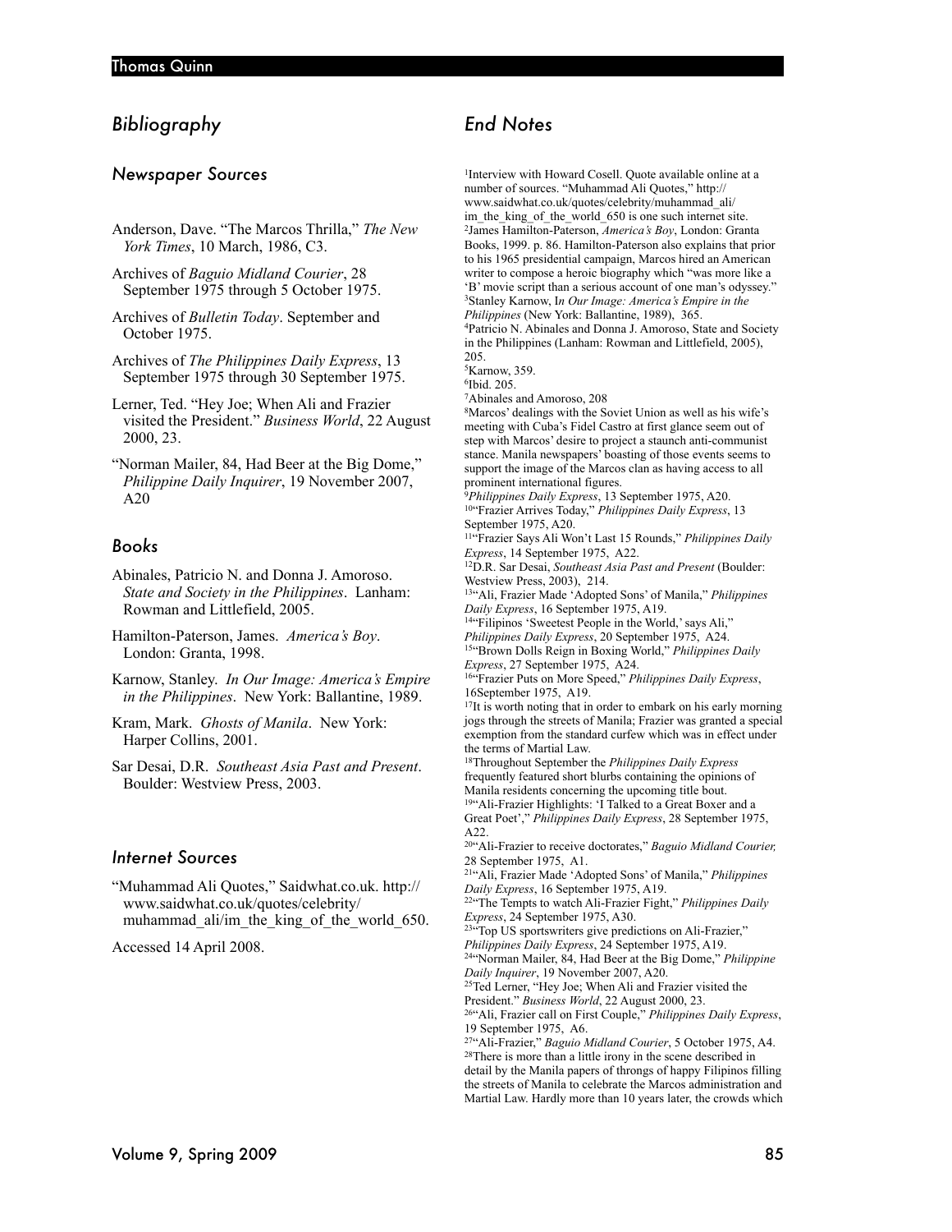## Bibliography

### Newspaper Sources

Anderson, Dave. "The Marcos Thrilla," *The New York Times*, 10 March, 1986, C3.

Archives of *Baguio Midland Courier*, 28 September 1975 through 5 October 1975.

Archives of *Bulletin Today*. September and October 1975.

Archives of *The Philippines Daily Express*, 13 September 1975 through 30 September 1975.

Lerner, Ted. "Hey Joe; When Ali and Frazier visited the President." *Business World*, 22 August 2000, 23.

"Norman Mailer, 84, Had Beer at the Big Dome," *Philippine Daily Inquirer*, 19 November 2007, A20

### Books

Abinales, Patricio N. and Donna J. Amoroso. *State and Society in the Philippines*. Lanham: Rowman and Littlefield, 2005.

Hamilton-Paterson, James. *America's Boy*. London: Granta, 1998.

Karnow, Stanley. *In Our Image: America's Empire in the Philippines*. New York: Ballantine, 1989.

Kram, Mark. *Ghosts of Manila*. New York: Harper Collins, 2001.

Sar Desai, D.R. *Southeast Asia Past and Present*. Boulder: Westview Press, 2003.

### Internet Sources

"Muhammad Ali Quotes," Saidwhat.co.uk. http://www.saidwhat.co.uk/quotes/celebrity/muhammad_ali/im_the_king_of_the_world_650.

Accessed 14 April 2008.

## End Notes

[1]Interview with Howard Cosell. Quote available online at a number of sources. "Muhammad Ali Quotes," http://www.saidwhat.co.uk/quotes/celebrity/muhammad_ali/im_the_king_of_the_world_650 is one such internet site.

[2]James Hamilton-Paterson, *America's Boy*, London: Granta Books, 1999. p. 86. Hamilton-Paterson also explains that prior to his 1965 presidential campaign, Marcos hired an American writer to compose a heroic biography which "was more like a 'B' movie script than a serious account of one man's odyssey."

[3]Stanley Karnow, I*n Our Image: America's Empire in the Philippines* (New York: Ballantine, 1989), 365.

[4]Patricio N. Abinales and Donna J. Amoroso, State and Society in the Philippines (Lanham: Rowman and Littlefield, 2005), 205.

[5]Karnow, 359.

[6]Ibid. 205.

[7]Abinales and Amoroso, 208

[8]Marcos' dealings with the Soviet Union as well as his wife's meeting with Cuba's Fidel Castro at first glance seem out of step with Marcos' desire to project a staunch anti-communist stance. Manila newspapers' boasting of those events seems to support the image of the Marcos clan as having access to all prominent international figures.

[9]*Philippines Daily Express*, 13 September 1975, A20.

[10]"Frazier Arrives Today," *Philippines Daily Express*, 13 September 1975, A20.

[11]"Frazier Says Ali Won't Last 15 Rounds," *Philippines Daily Express*, 14 September 1975, A22.

[12]D.R. Sar Desai, *Southeast Asia Past and Present* (Boulder: Westview Press, 2003), 214.

[13]"Ali, Frazier Made 'Adopted Sons' of Manila," *Philippines Daily Express*, 16 September 1975, A19.

[14]"Filipinos 'Sweetest People in the World,' says Ali," *Philippines Daily Express*, 20 September 1975, A24.

[15]"Brown Dolls Reign in Boxing World," *Philippines Daily Express*, 27 September 1975, A24.

[16]"Frazier Puts on More Speed," *Philippines Daily Express*, 16September 1975, A19.

[17]It is worth noting that in order to embark on his early morning jogs through the streets of Manila; Frazier was granted a special exemption from the standard curfew which was in effect under the terms of Martial Law.

[18]Throughout September the *Philippines Daily Express* frequently featured short blurbs containing the opinions of Manila residents concerning the upcoming title bout.

[19]"Ali-Frazier Highlights: 'I Talked to a Great Boxer and a Great Poet'," *Philippines Daily Express*, 28 September 1975, A22.

[20]"Ali-Frazier to receive doctorates," *Baguio Midland Courier,* 28 September 1975, A1.

[21]"Ali, Frazier Made 'Adopted Sons' of Manila," *Philippines Daily Express*, 16 September 1975, A19.

[22]"The Tempts to watch Ali-Frazier Fight," *Philippines Daily Express*, 24 September 1975, A30.

[23]"Top US sportswriters give predictions on Ali-Frazier," *Philippines Daily Express*, 24 September 1975, A19.

[24]"Norman Mailer, 84, Had Beer at the Big Dome," *Philippine Daily Inquirer*, 19 November 2007, A20.

[25]Ted Lerner, "Hey Joe; When Ali and Frazier visited the President." *Business World*, 22 August 2000, 23.

[26]"Ali, Frazier call on First Couple," *Philippines Daily Express*, 19 September 1975, A6.

[27]"Ali-Frazier," *Baguio Midland Courier*, 5 October 1975, A4.

[28]There is more than a little irony in the scene described in detail by the Manila papers of throngs of happy Filipinos filling the streets of Manila to celebrate the Marcos administration and Martial Law. Hardly more than 10 years later, the crowds which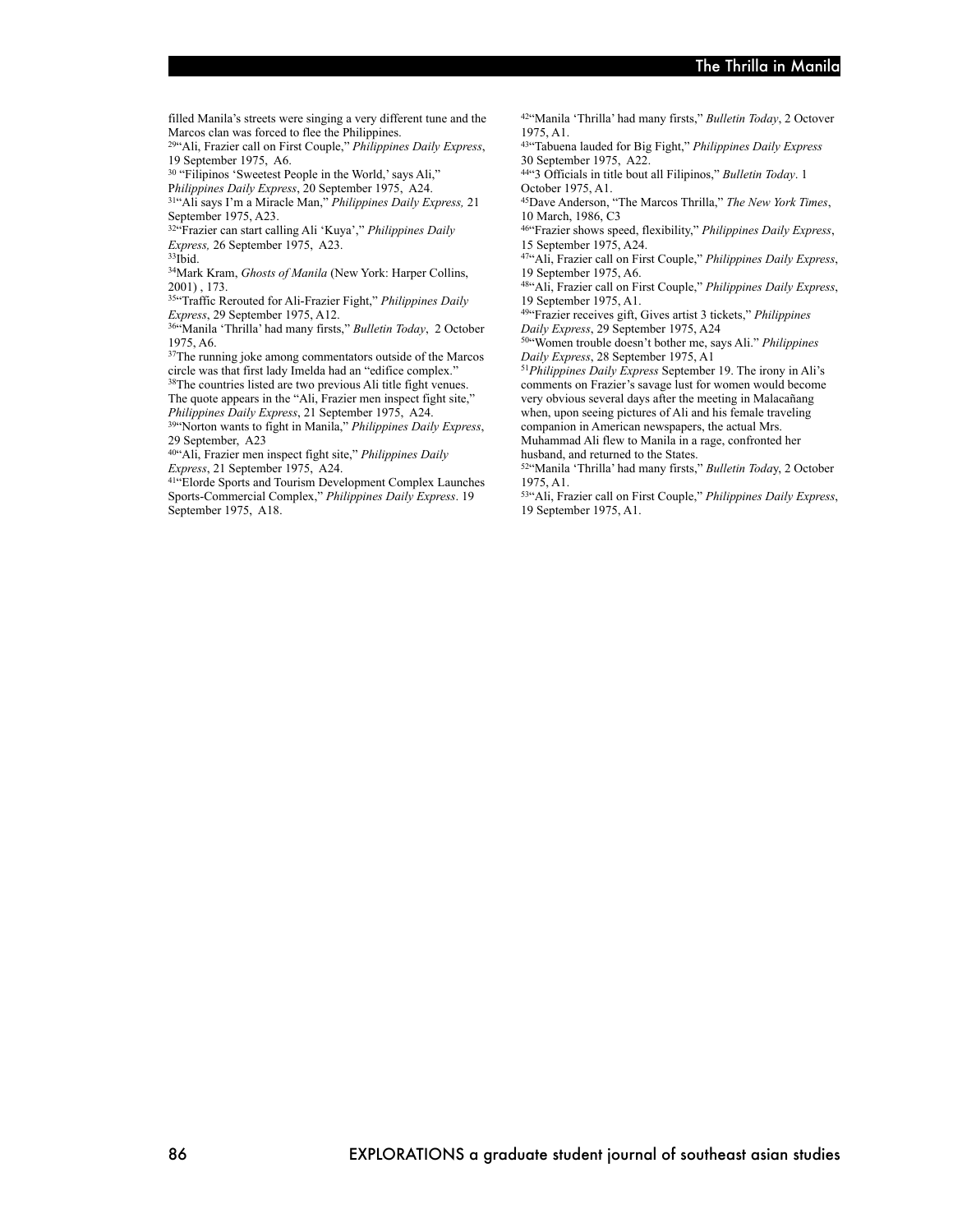filled Manila's streets were singing a very different tune and the Marcos clan was forced to flee the Philippines.

[29]"Ali, Frazier call on First Couple," *Philippines Daily Express*, 19 September 1975, A6.

[30] "Filipinos 'Sweetest People in the World,' says Ali," P*hilippines Daily Express*, 20 September 1975, A24.

[31]"Ali says I'm a Miracle Man," *Philippines Daily Express,* 21 September 1975, A23.

[32]"Frazier can start calling Ali 'Kuya'," *Philippines Daily Express,* 26 September 1975, A23.

[33]Ibid.

[34]Mark Kram, *Ghosts of Manila* (New York: Harper Collins, 2001) , 173.

[35]"Traffic Rerouted for Ali-Frazier Fight," *Philippines Daily Express*, 29 September 1975, A12.

[36]"Manila 'Thrilla' had many firsts," *Bulletin Today*, 2 October 1975, A6.

[37]The running joke among commentators outside of the Marcos circle was that first lady Imelda had an "edifice complex."

[38]The countries listed are two previous Ali title fight venues. The quote appears in the "Ali, Frazier men inspect fight site," *Philippines Daily Express*, 21 September 1975, A24.

[39]"Norton wants to fight in Manila," *Philippines Daily Express*, 29 September, A23

[40]"Ali, Frazier men inspect fight site," *Philippines Daily Express*, 21 September 1975, A24.

[41]"Elorde Sports and Tourism Development Complex Launches Sports-Commercial Complex," *Philippines Daily Express*. 19 September 1975, A18.

[42]"Manila 'Thrilla' had many firsts," *Bulletin Today*, 2 Octover 1975, A1.

[43]"Tabuena lauded for Big Fight," *Philippines Daily Express* 30 September 1975, A22.

[44]"3 Officials in title bout all Filipinos," *Bulletin Today*. 1 October 1975, A1.

[45]Dave Anderson, "The Marcos Thrilla," *The New York Times*, 10 March, 1986, C3

[46]"Frazier shows speed, flexibility," *Philippines Daily Express*, 15 September 1975, A24.

[47]"Ali, Frazier call on First Couple," *Philippines Daily Express*, 19 September 1975, A6.

[48]"Ali, Frazier call on First Couple," *Philippines Daily Express*, 19 September 1975, A1.

[49]"Frazier receives gift, Gives artist 3 tickets," *Philippines Daily Express*, 29 September 1975, A24

[50]"Women trouble doesn't bother me, says Ali." *Philippines Daily Express*, 28 September 1975, A1

[51]*Philippines Daily Express* September 19. The irony in Ali's comments on Frazier's savage lust for women would become very obvious several days after the meeting in Malacañang when, upon seeing pictures of Ali and his female traveling companion in American newspapers, the actual Mrs. Muhammad Ali flew to Manila in a rage, confronted her husband, and returned to the States.

[52]"Manila 'Thrilla' had many firsts," *Bulletin Today*, 2 October 1975, A1.

[53]"Ali, Frazier call on First Couple," *Philippines Daily Express*, 19 September 1975, A1.